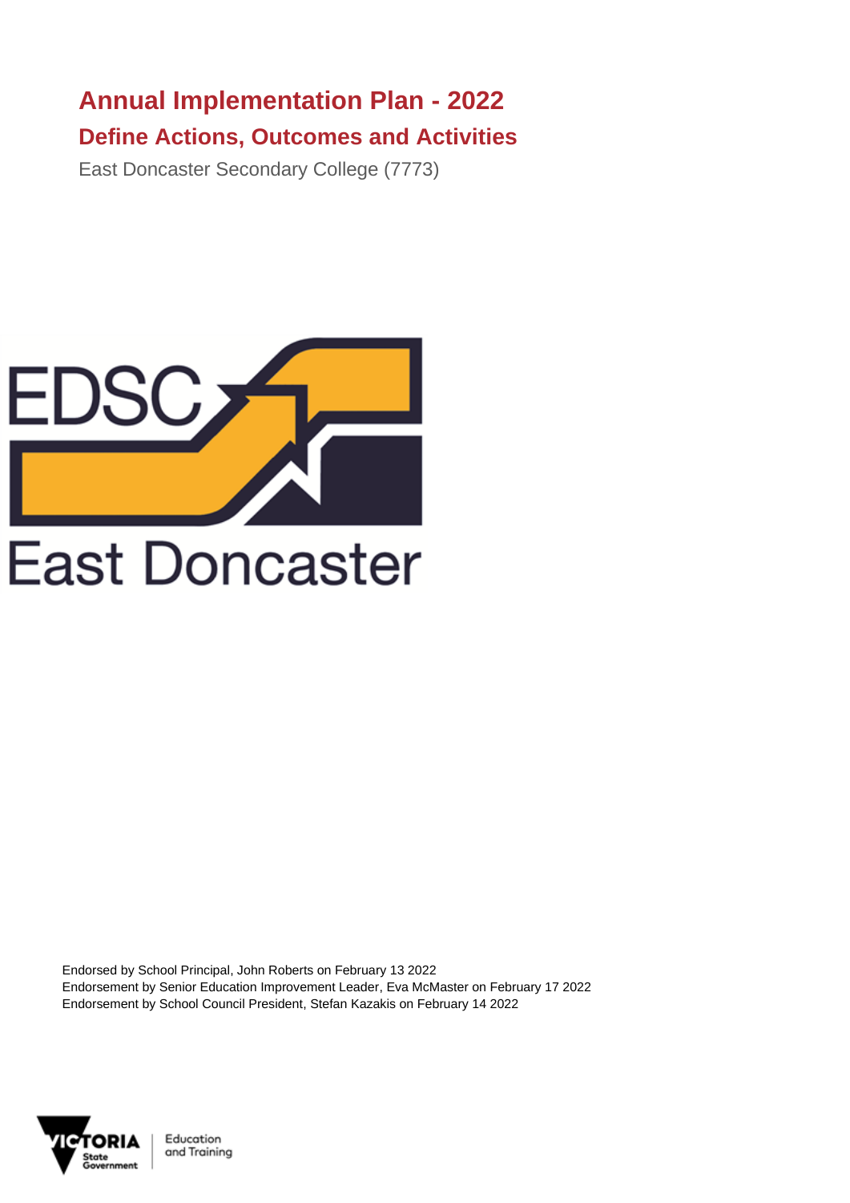# Annual Implementation Plan - 2022

## Define Actions, Outcomes and Activities

East Doncaster Secondary College (7773)

Endorsed by School Principal, John Roberts on February 13 2022
Endorsement by Senior Education Improvement Leader, Eva McMaster on February 17 2022
Endorsement by School Council President, Stefan Kazakis on February 14 2022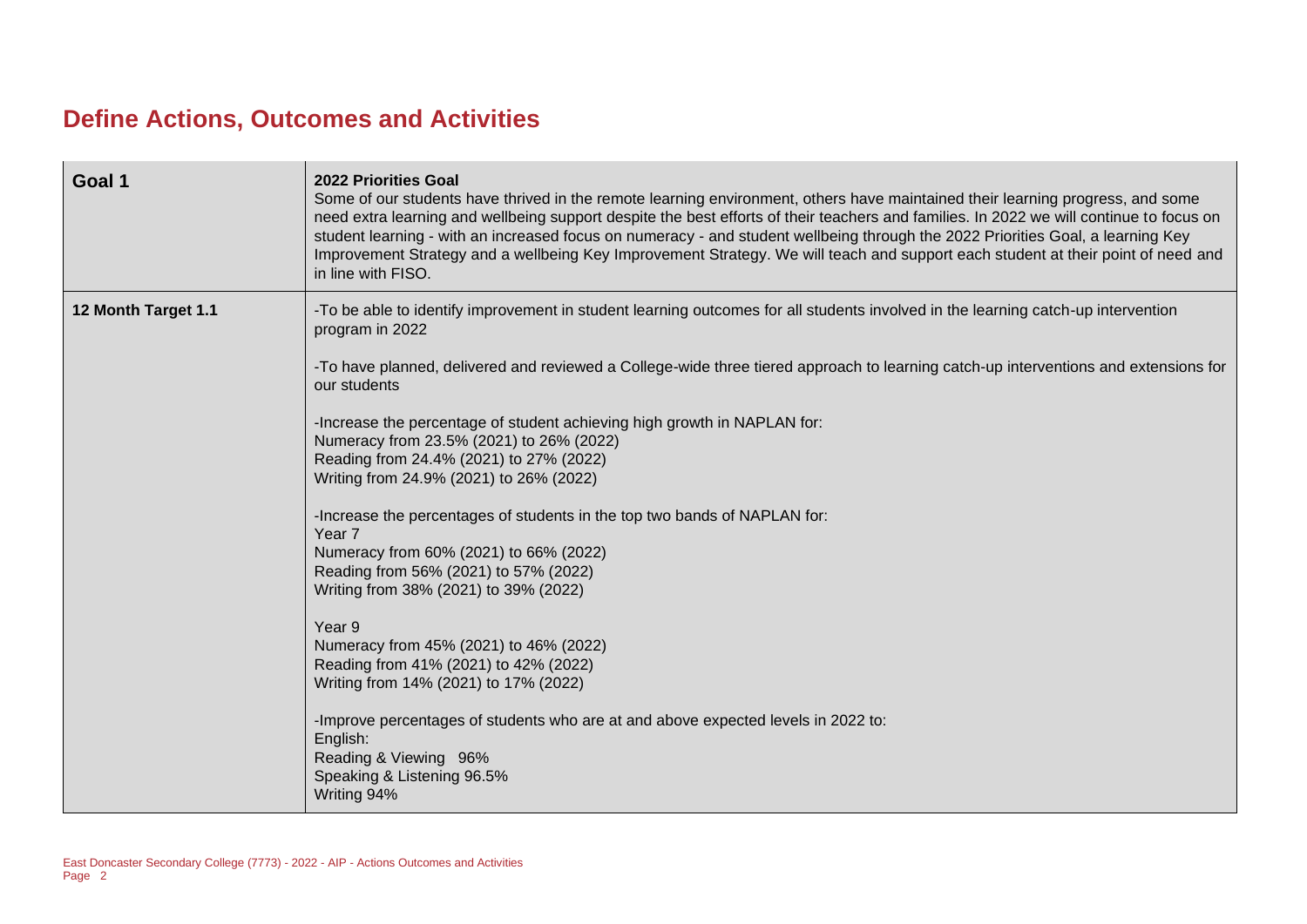# Define Actions, Outcomes and Activities

| Goal 1 | **2022 Priorities Goal**<br>Some of our students have thrived in the remote learning environment, others have maintained their learning progress, and some need extra learning and wellbeing support despite the best efforts of their teachers and families. In 2022 we will continue to focus on student learning - with an increased focus on numeracy - and student wellbeing through the 2022 Priorities Goal, a learning Key Improvement Strategy and a wellbeing Key Improvement Strategy. We will teach and support each student at their point of need and in line with FISO. |
|---|---|
| **12 Month Target 1.1** | -To be able to identify improvement in student learning outcomes for all students involved in the learning catch-up intervention program in 2022<br><br>-To have planned, delivered and reviewed a College-wide three tiered approach to learning catch-up interventions and extensions for our students<br><br>-Increase the percentage of student achieving high growth in NAPLAN for:<br>Numeracy from 23.5% (2021) to 26% (2022)<br>Reading from 24.4% (2021) to 27% (2022)<br>Writing from 24.9% (2021) to 26% (2022)<br><br>-Increase the percentages of students in the top two bands of NAPLAN for:<br>Year 7<br>Numeracy from 60% (2021) to 66% (2022)<br>Reading from 56% (2021) to 57% (2022)<br>Writing from 38% (2021) to 39% (2022)<br><br>Year 9<br>Numeracy from 45% (2021) to 46% (2022)<br>Reading from 41% (2021) to 42% (2022)<br>Writing from 14% (2021) to 17% (2022)<br><br>-Improve percentages of students who are at and above expected levels in 2022 to:<br>English:<br>Reading & Viewing 96%<br>Speaking & Listening 96.5%<br>Writing 94% |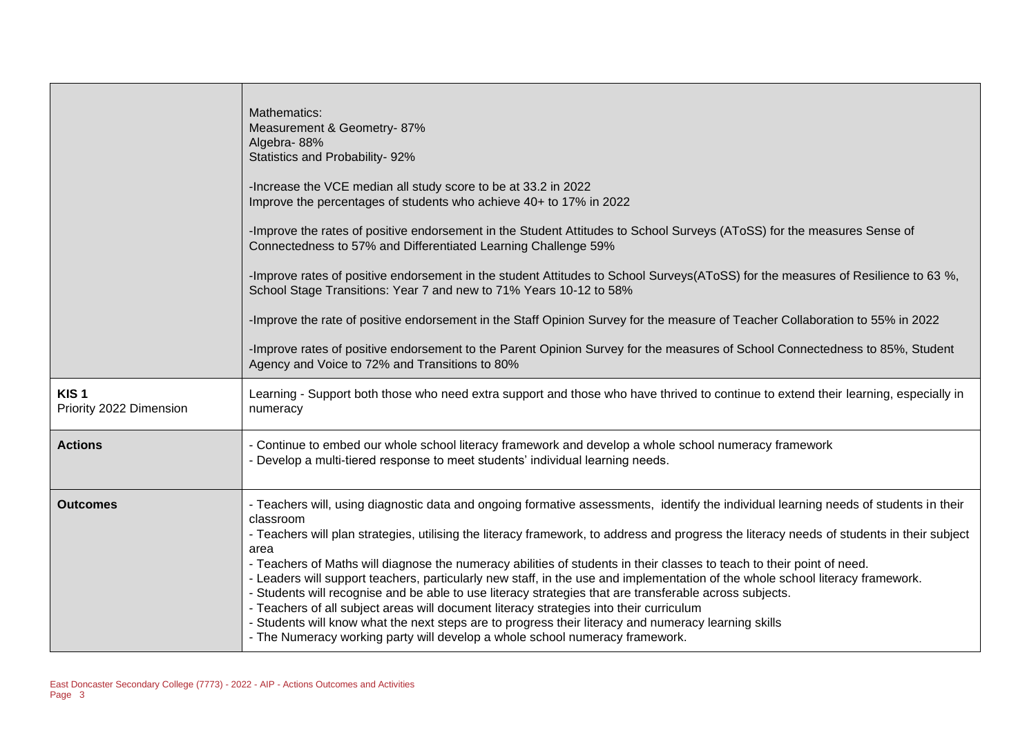| | |
|---|---|
| | Mathematics:<br>Measurement & Geometry- 87%<br>Algebra- 88%<br>Statistics and Probability- 92%<br><br>-Increase the VCE median all study score to be at 33.2 in 2022<br>Improve the percentages of students who achieve 40+ to 17% in 2022<br><br>-Improve the rates of positive endorsement in the Student Attitudes to School Surveys (AToSS) for the measures Sense of Connectedness to 57% and Differentiated Learning Challenge 59%<br><br>-Improve rates of positive endorsement in the student Attitudes to School Surveys(AToSS) for the measures of Resilience to 63 %, School Stage Transitions: Year 7 and new to 71% Years 10-12 to 58%<br><br>-Improve the rate of positive endorsement in the Staff Opinion Survey for the measure of Teacher Collaboration to 55% in 2022<br><br>-Improve rates of positive endorsement to the Parent Opinion Survey for the measures of School Connectedness to 85%, Student Agency and Voice to 72% and Transitions to 80% |
| **KIS 1**<br>Priority 2022 Dimension | Learning - Support both those who need extra support and those who have thrived to continue to extend their learning, especially in numeracy |
| **Actions** | - Continue to embed our whole school literacy framework and develop a whole school numeracy framework<br>- Develop a multi-tiered response to meet students' individual learning needs. |
| **Outcomes** | - Teachers will, using diagnostic data and ongoing formative assessments, identify the individual learning needs of students in their classroom<br>- Teachers will plan strategies, utilising the literacy framework, to address and progress the literacy needs of students in their subject area<br>- Teachers of Maths will diagnose the numeracy abilities of students in their classes to teach to their point of need.<br>- Leaders will support teachers, particularly new staff, in the use and implementation of the whole school literacy framework.<br>- Students will recognise and be able to use literacy strategies that are transferable across subjects.<br>- Teachers of all subject areas will document literacy strategies into their curriculum<br>- Students will know what the next steps are to progress their literacy and numeracy learning skills<br>- The Numeracy working party will develop a whole school numeracy framework. |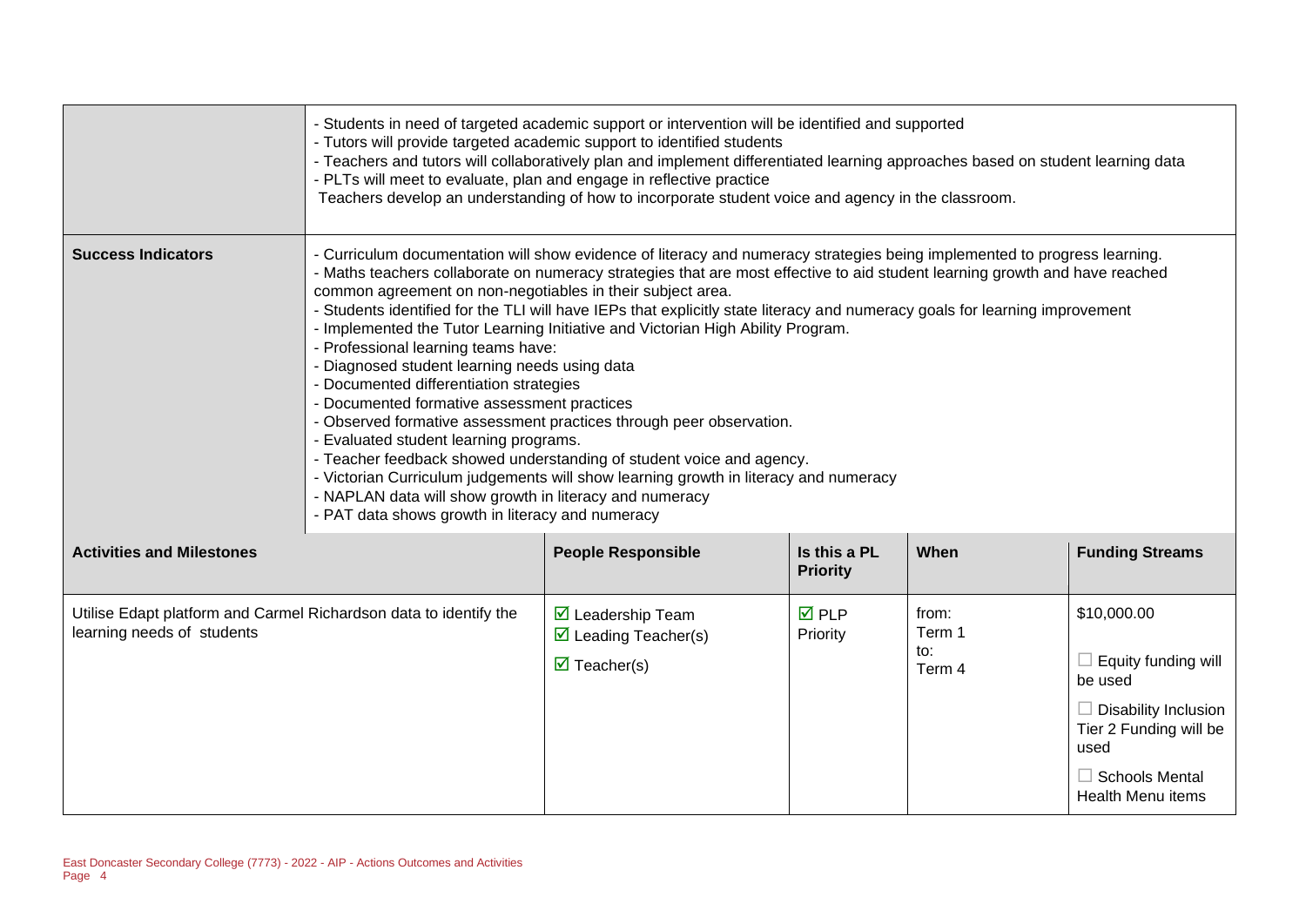| | |
|---|---|
| | - Students in need of targeted academic support or intervention will be identified and supported<br>- Tutors will provide targeted academic support to identified students<br>- Teachers and tutors will collaboratively plan and implement differentiated learning approaches based on student learning data<br>- PLTs will meet to evaluate, plan and engage in reflective practice<br>Teachers develop an understanding of how to incorporate student voice and agency in the classroom. |
| **Success Indicators** | - Curriculum documentation will show evidence of literacy and numeracy strategies being implemented to progress learning.<br>- Maths teachers collaborate on numeracy strategies that are most effective to aid student learning growth and have reached common agreement on non-negotiables in their subject area.<br>- Students identified for the TLI will have IEPs that explicitly state literacy and numeracy goals for learning improvement<br>- Implemented the Tutor Learning Initiative and Victorian High Ability Program.<br>- Professional learning teams have:<br>- Diagnosed student learning needs using data<br>- Documented differentiation strategies<br>- Documented formative assessment practices<br>- Observed formative assessment practices through peer observation.<br>- Evaluated student learning programs.<br>- Teacher feedback showed understanding of student voice and agency.<br>- Victorian Curriculum judgements will show learning growth in literacy and numeracy<br>- NAPLAN data will show growth in literacy and numeracy<br>- PAT data shows growth in literacy and numeracy |

| Activities and Milestones | People Responsible | Is this a PL Priority | When | Funding Streams |
|---|---|---|---|---|
| Utilise Edapt platform and Carmel Richardson data to identify the learning needs of students | ☑ Leadership Team<br>☑ Leading Teacher(s)<br>☑ Teacher(s) | ☑ PLP Priority | from: Term 1<br>to: Term 4 | $10,000.00<br>☐ Equity funding will be used<br>☐ Disability Inclusion Tier 2 Funding will be used<br>☐ Schools Mental Health Menu items |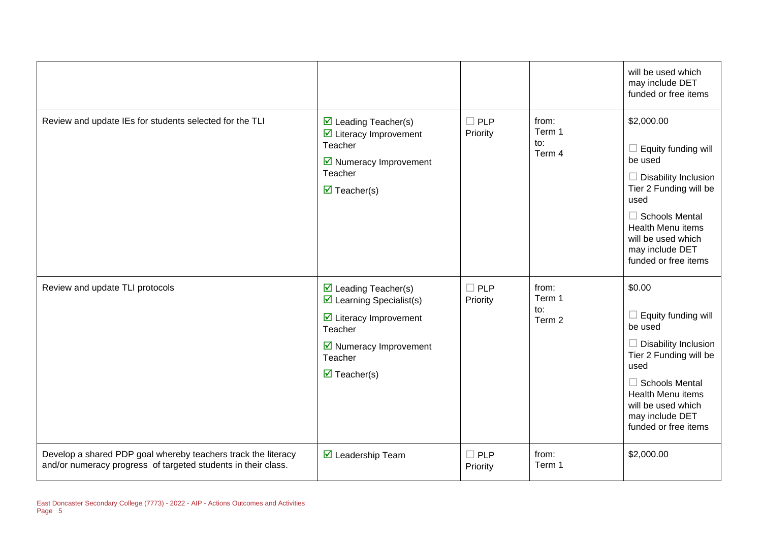| | | | | |
|---|---|---|---|---|
| | | | | will be used which may include DET funded or free items |
| Review and update IEs for students selected for the TLI | ☑ Leading Teacher(s)<br>☑ Literacy Improvement Teacher<br>☑ Numeracy Improvement Teacher<br>☑ Teacher(s) | ☐ PLP Priority | from:<br>Term 1<br>to:<br>Term 4 | $2,000.00<br><br>☐ Equity funding will be used<br>☐ Disability Inclusion Tier 2 Funding will be used<br>☐ Schools Mental Health Menu items will be used which may include DET funded or free items |
| Review and update TLI protocols | ☑ Leading Teacher(s)<br>☑ Learning Specialist(s)<br>☑ Literacy Improvement Teacher<br>☑ Numeracy Improvement Teacher<br>☑ Teacher(s) | ☐ PLP Priority | from:<br>Term 1<br>to:<br>Term 2 | $0.00<br><br>☐ Equity funding will be used<br>☐ Disability Inclusion Tier 2 Funding will be used<br>☐ Schools Mental Health Menu items will be used which may include DET funded or free items |
| Develop a shared PDP goal whereby teachers track the literacy and/or numeracy progress of targeted students in their class. | ☑ Leadership Team | ☐ PLP Priority | from:<br>Term 1 | $2,000.00 |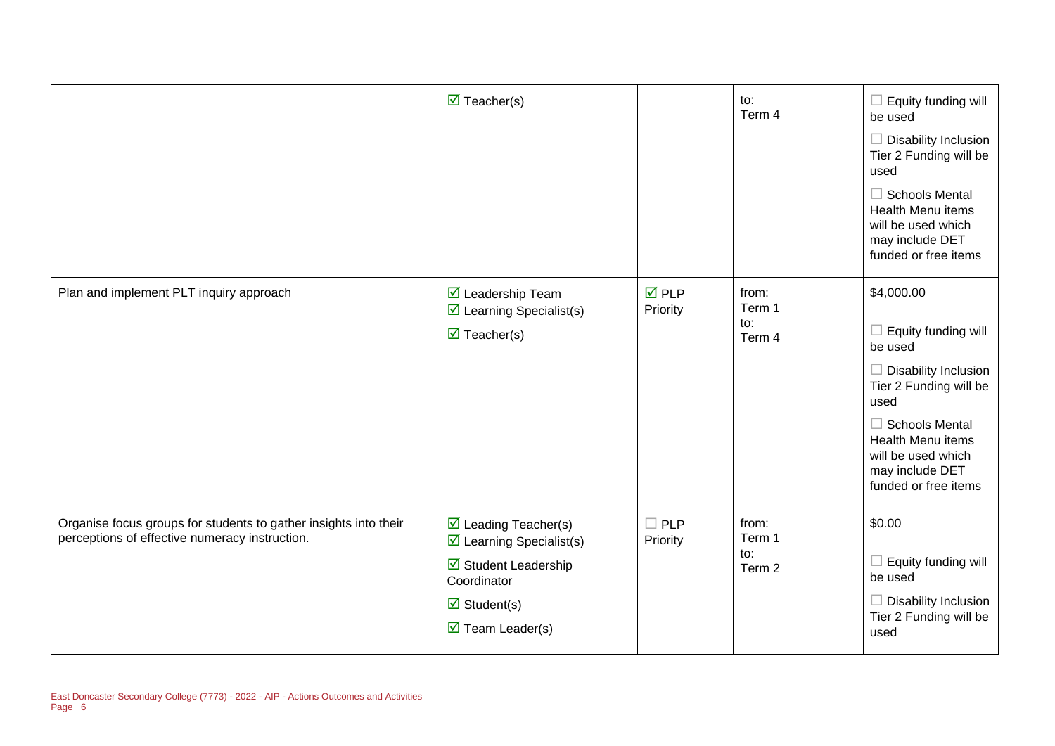| | | | | |
|---|---|---|---|---|
| | ☑ Teacher(s) | | to: Term 4 | ☐ Equity funding will be used<br>☐ Disability Inclusion Tier 2 Funding will be used<br>☐ Schools Mental Health Menu items will be used which may include DET funded or free items |
| Plan and implement PLT inquiry approach | ☑ Leadership Team<br>☑ Learning Specialist(s)<br>☑ Teacher(s) | ☑ PLP Priority | from: Term 1<br>to: Term 4 | $4,000.00<br>☐ Equity funding will be used<br>☐ Disability Inclusion Tier 2 Funding will be used<br>☐ Schools Mental Health Menu items will be used which may include DET funded or free items |
| Organise focus groups for students to gather insights into their perceptions of effective numeracy instruction. | ☑ Leading Teacher(s)<br>☑ Learning Specialist(s)<br>☑ Student Leadership Coordinator<br>☑ Student(s)<br>☑ Team Leader(s) | ☐ PLP Priority | from: Term 1<br>to: Term 2 | $0.00<br>☐ Equity funding will be used<br>☐ Disability Inclusion Tier 2 Funding will be used |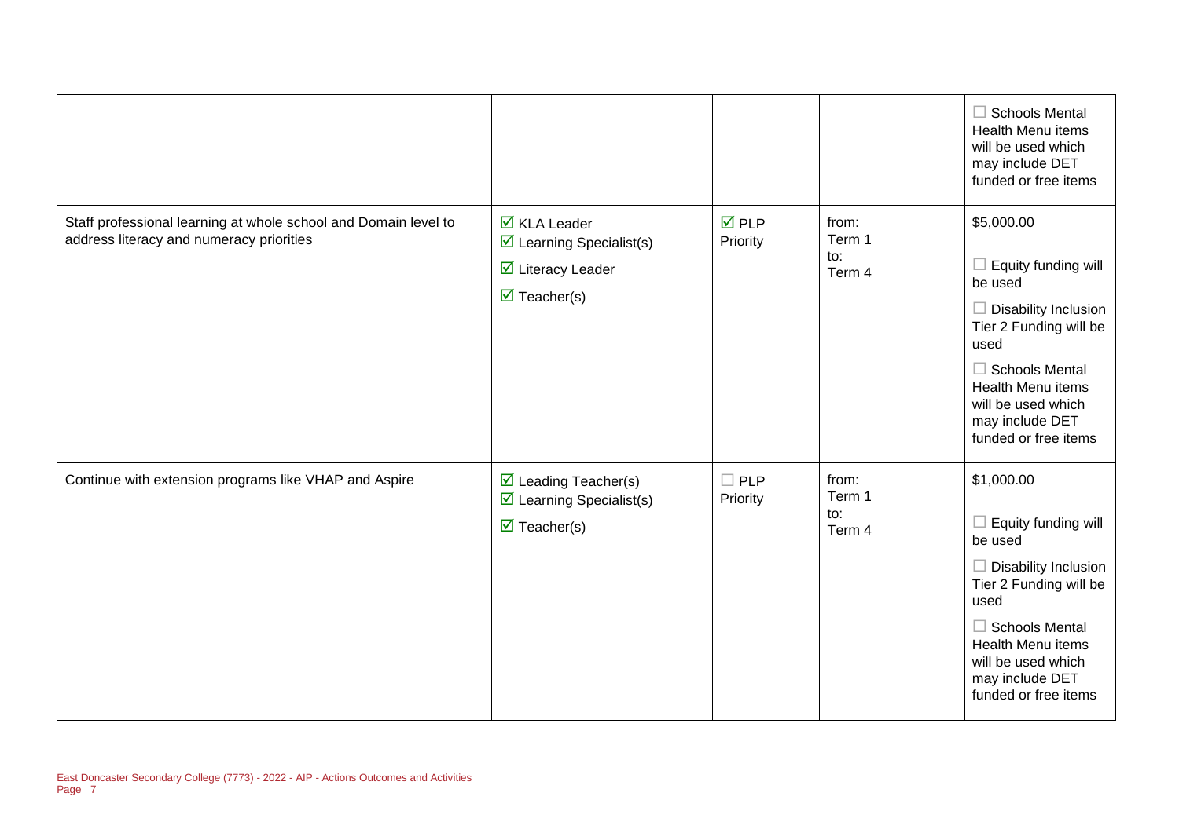| | | | | |
|---|---|---|---|---|
| | | | | ☐ Schools Mental Health Menu items will be used which may include DET funded or free items |
| Staff professional learning at whole school and Domain level to address literacy and numeracy priorities | ☑ KLA Leader<br>☑ Learning Specialist(s)<br>☑ Literacy Leader<br>☑ Teacher(s) | ☑ PLP Priority | from: Term 1<br>to: Term 4 | $5,000.00<br>☐ Equity funding will be used<br>☐ Disability Inclusion Tier 2 Funding will be used<br>☐ Schools Mental Health Menu items will be used which may include DET funded or free items |
| Continue with extension programs like VHAP and Aspire | ☑ Leading Teacher(s)<br>☑ Learning Specialist(s)<br>☑ Teacher(s) | ☐ PLP Priority | from: Term 1<br>to: Term 4 | $1,000.00<br>☐ Equity funding will be used<br>☐ Disability Inclusion Tier 2 Funding will be used<br>☐ Schools Mental Health Menu items will be used which may include DET funded or free items |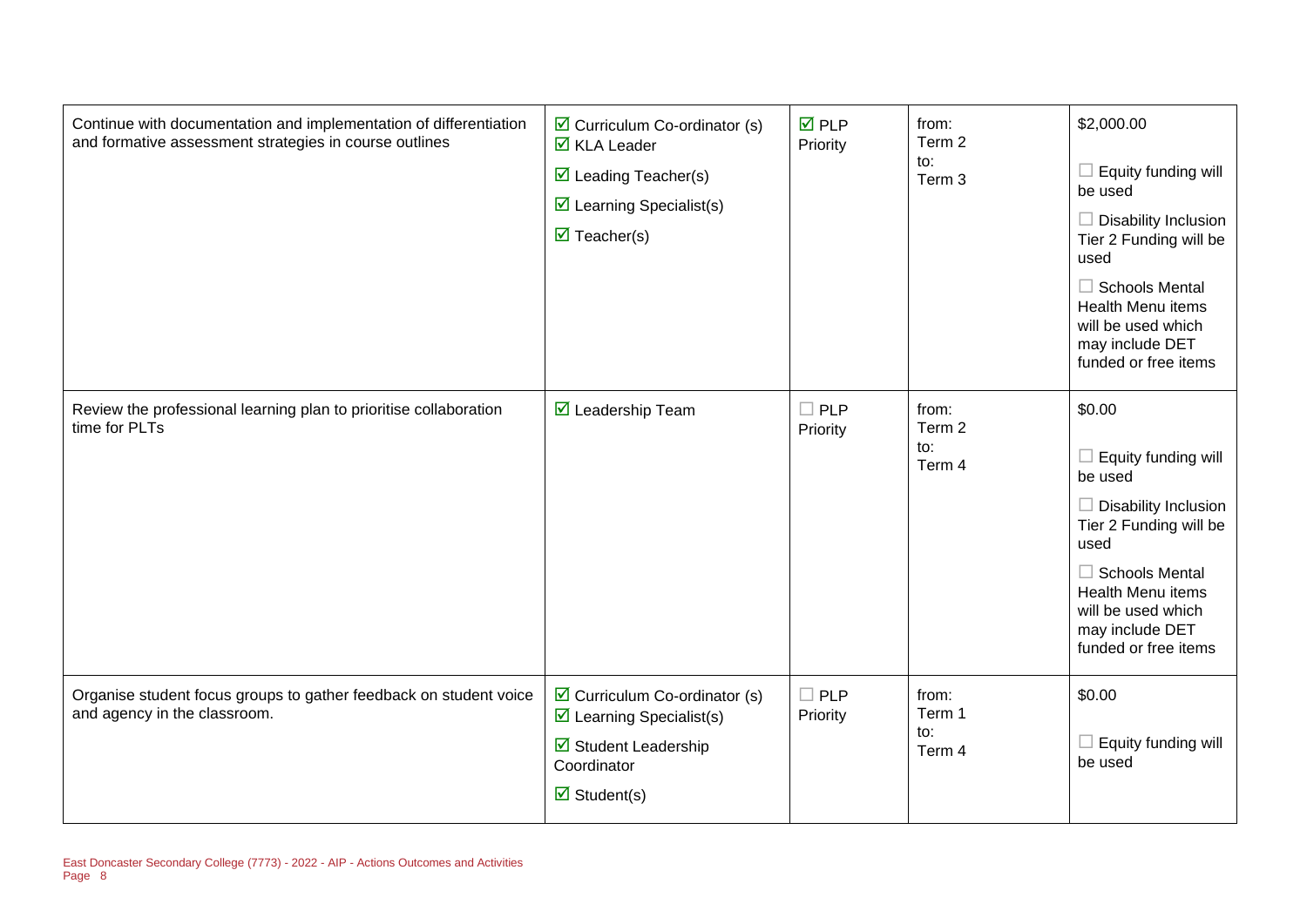| | | | | |
|---|---|---|---|---|
| Continue with documentation and implementation of differentiation and formative assessment strategies in course outlines | ☑ Curriculum Co-ordinator (s)<br>☑ KLA Leader<br>☑ Leading Teacher(s)<br>☑ Learning Specialist(s)<br>☑ Teacher(s) | ☑ PLP Priority | from:<br>Term 2<br>to:<br>Term 3 | $2,000.00<br>☐ Equity funding will be used<br>☐ Disability Inclusion Tier 2 Funding will be used<br>☐ Schools Mental Health Menu items will be used which may include DET funded or free items |
| Review the professional learning plan to prioritise collaboration time for PLTs | ☑ Leadership Team | ☐ PLP Priority | from:<br>Term 2<br>to:<br>Term 4 | $0.00<br>☐ Equity funding will be used<br>☐ Disability Inclusion Tier 2 Funding will be used<br>☐ Schools Mental Health Menu items will be used which may include DET funded or free items |
| Organise student focus groups to gather feedback on student voice and agency in the classroom. | ☑ Curriculum Co-ordinator (s)<br>☑ Learning Specialist(s)<br>☑ Student Leadership Coordinator<br>☑ Student(s) | ☐ PLP Priority | from:<br>Term 1<br>to:<br>Term 4 | $0.00<br>☐ Equity funding will be used |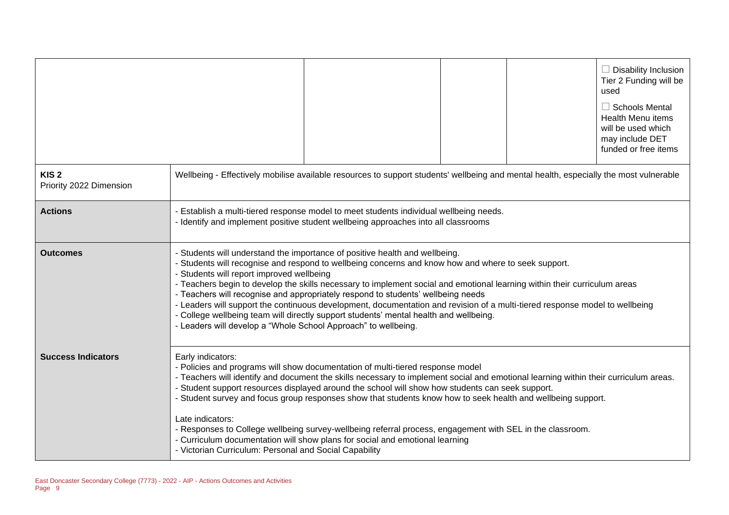| | | | | | |
|---|---|---|---|---|---|
| | | | | | ☐ Disability Inclusion Tier 2 Funding will be used<br><br>☐ Schools Mental Health Menu items will be used which may include DET funded or free items |

| | |
|---|---|
| **KIS 2**<br>Priority 2022 Dimension | Wellbeing - Effectively mobilise available resources to support students' wellbeing and mental health, especially the most vulnerable |
| **Actions** | - Establish a multi-tiered response model to meet students individual wellbeing needs.<br>- Identify and implement positive student wellbeing approaches into all classrooms |
| **Outcomes** | - Students will understand the importance of positive health and wellbeing.<br>- Students will recognise and respond to wellbeing concerns and know how and where to seek support.<br>- Students will report improved wellbeing<br>- Teachers begin to develop the skills necessary to implement social and emotional learning within their curriculum areas<br>- Teachers will recognise and appropriately respond to students' wellbeing needs<br>- Leaders will support the continuous development, documentation and revision of a multi-tiered response model to wellbeing<br>- College wellbeing team will directly support students' mental health and wellbeing.<br>- Leaders will develop a "Whole School Approach" to wellbeing. |
| **Success Indicators** | Early indicators:<br>- Policies and programs will show documentation of multi-tiered response model<br>- Teachers will identify and document the skills necessary to implement social and emotional learning within their curriculum areas.<br>- Student support resources displayed around the school will show how students can seek support.<br>- Student survey and focus group responses show that students know how to seek health and wellbeing support.<br><br>Late indicators:<br>- Responses to College wellbeing survey-wellbeing referral process, engagement with SEL in the classroom.<br>- Curriculum documentation will show plans for social and emotional learning<br>- Victorian Curriculum: Personal and Social Capability |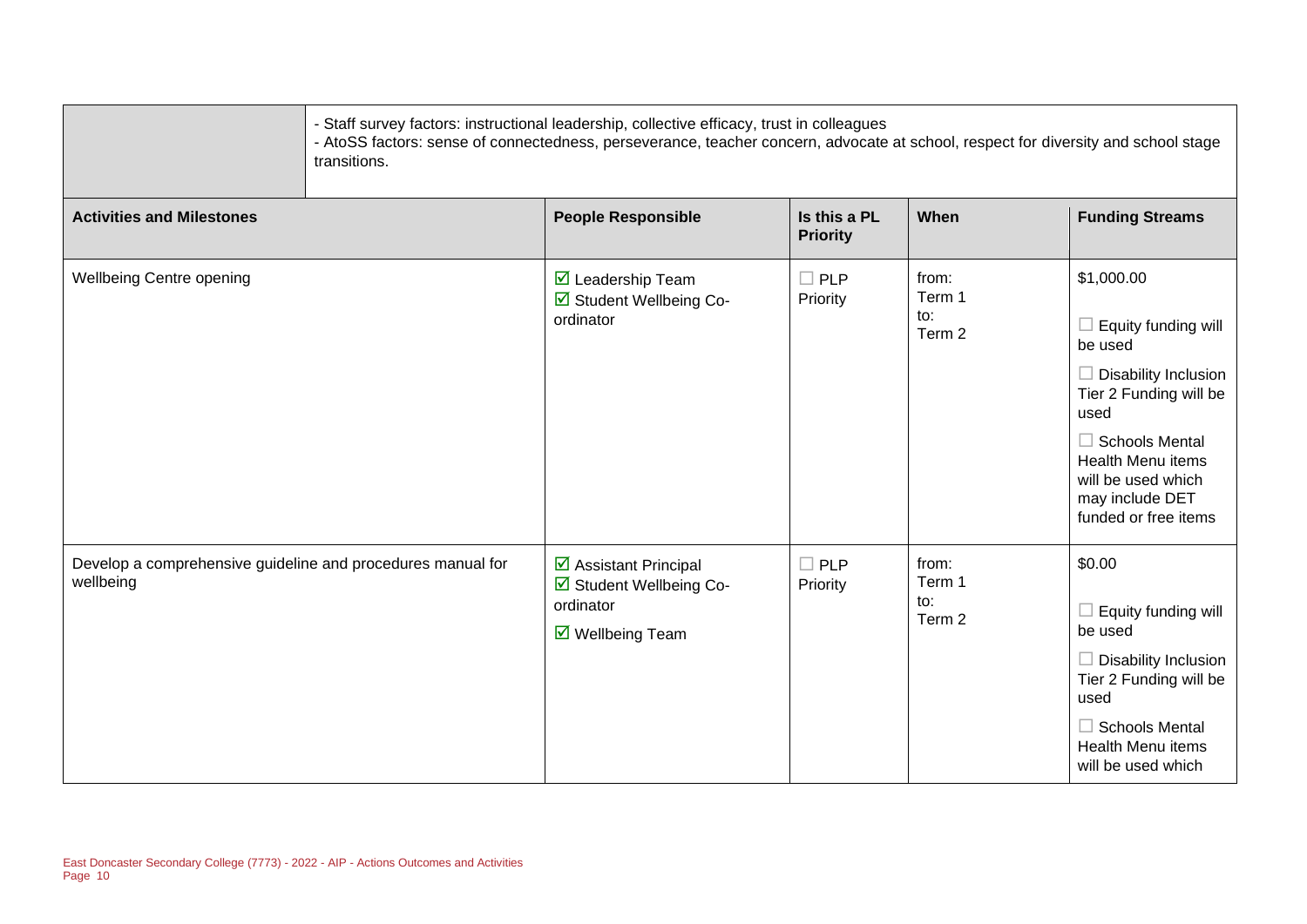| | - Staff survey factors: instructional leadership, collective efficacy, trust in colleagues<br>- AtoSS factors: sense of connectedness, perseverance, teacher concern, advocate at school, respect for diversity and school stage transitions. |
|---|---|

| Activities and Milestones | People Responsible | Is this a PL Priority | When | Funding Streams |
|---|---|---|---|---|
| Wellbeing Centre opening | ☑ Leadership Team<br>☑ Student Wellbeing Co-ordinator | ☐ PLP Priority | from: Term 1<br>to: Term 2 | $1,000.00<br>☐ Equity funding will be used<br>☐ Disability Inclusion Tier 2 Funding will be used<br>☐ Schools Mental Health Menu items will be used which may include DET funded or free items |
| Develop a comprehensive guideline and procedures manual for wellbeing | ☑ Assistant Principal<br>☑ Student Wellbeing Co-ordinator<br>☑ Wellbeing Team | ☐ PLP Priority | from: Term 1<br>to: Term 2 | $0.00<br>☐ Equity funding will be used<br>☐ Disability Inclusion Tier 2 Funding will be used<br>☐ Schools Mental Health Menu items will be used which |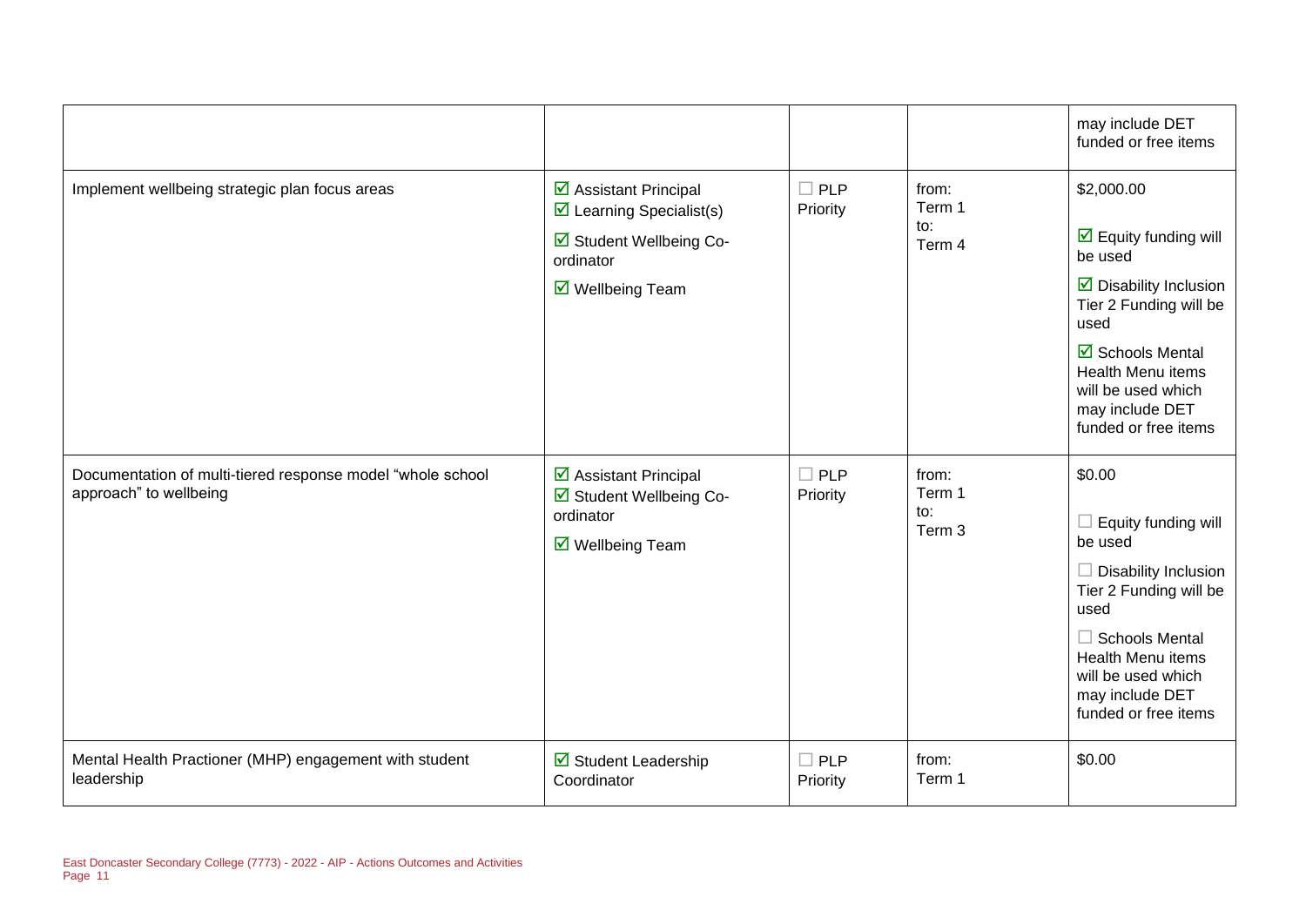| | | | | |
|---|---|---|---|---|
| | | | | may include DET funded or free items |
| Implement wellbeing strategic plan focus areas | ☑ Assistant Principal<br>☑ Learning Specialist(s)<br>☑ Student Wellbeing Co-ordinator<br>☑ Wellbeing Team | ☐ PLP Priority | from: Term 1<br>to: Term 4 | $2,000.00<br>☑ Equity funding will be used<br>☑ Disability Inclusion Tier 2 Funding will be used<br>☑ Schools Mental Health Menu items will be used which may include DET funded or free items |
| Documentation of multi-tiered response model "whole school approach" to wellbeing | ☑ Assistant Principal<br>☑ Student Wellbeing Co-ordinator<br>☑ Wellbeing Team | ☐ PLP Priority | from: Term 1<br>to: Term 3 | $0.00<br>☐ Equity funding will be used<br>☐ Disability Inclusion Tier 2 Funding will be used<br>☐ Schools Mental Health Menu items will be used which may include DET funded or free items |
| Mental Health Practioner (MHP) engagement with student leadership | ☑ Student Leadership Coordinator | ☐ PLP Priority | from: Term 1 | $0.00 |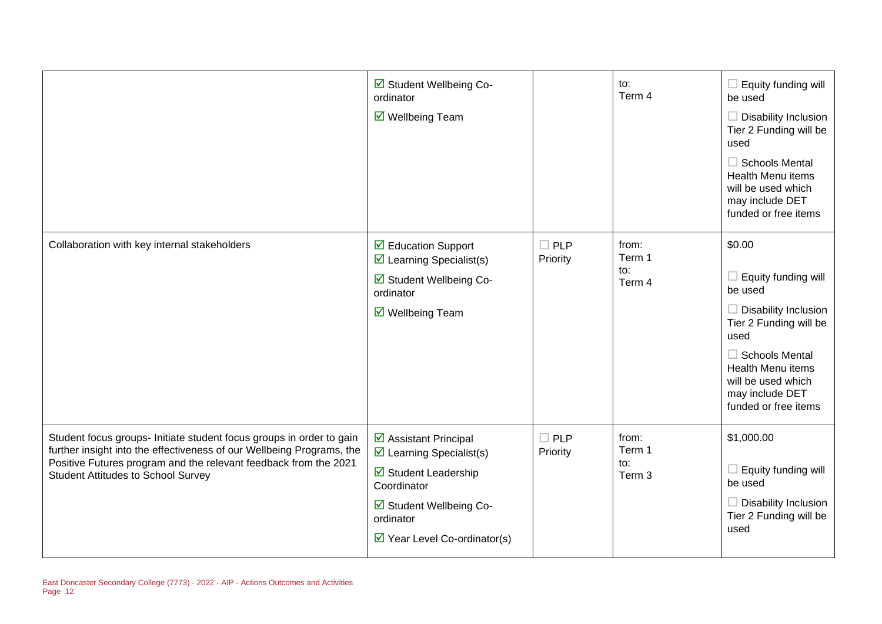| | | | | |
|---|---|---|---|---|
| | ☑ Student Wellbeing Co-ordinator<br>☑ Wellbeing Team | | to:<br>Term 4 | ☐ Equity funding will be used<br>☐ Disability Inclusion Tier 2 Funding will be used<br>☐ Schools Mental Health Menu items will be used which may include DET funded or free items |
| Collaboration with key internal stakeholders | ☑ Education Support<br>☑ Learning Specialist(s)<br>☑ Student Wellbeing Co-ordinator<br>☑ Wellbeing Team | ☐ PLP Priority | from:<br>Term 1<br>to:<br>Term 4 | $0.00<br>☐ Equity funding will be used<br>☐ Disability Inclusion Tier 2 Funding will be used<br>☐ Schools Mental Health Menu items will be used which may include DET funded or free items |
| Student focus groups- Initiate student focus groups in order to gain further insight into the effectiveness of our Wellbeing Programs, the Positive Futures program and the relevant feedback from the 2021 Student Attitudes to School Survey | ☑ Assistant Principal<br>☑ Learning Specialist(s)<br>☑ Student Leadership Coordinator<br>☑ Student Wellbeing Co-ordinator<br>☑ Year Level Co-ordinator(s) | ☐ PLP Priority | from:<br>Term 1<br>to:<br>Term 3 | $1,000.00<br>☐ Equity funding will be used<br>☐ Disability Inclusion Tier 2 Funding will be used |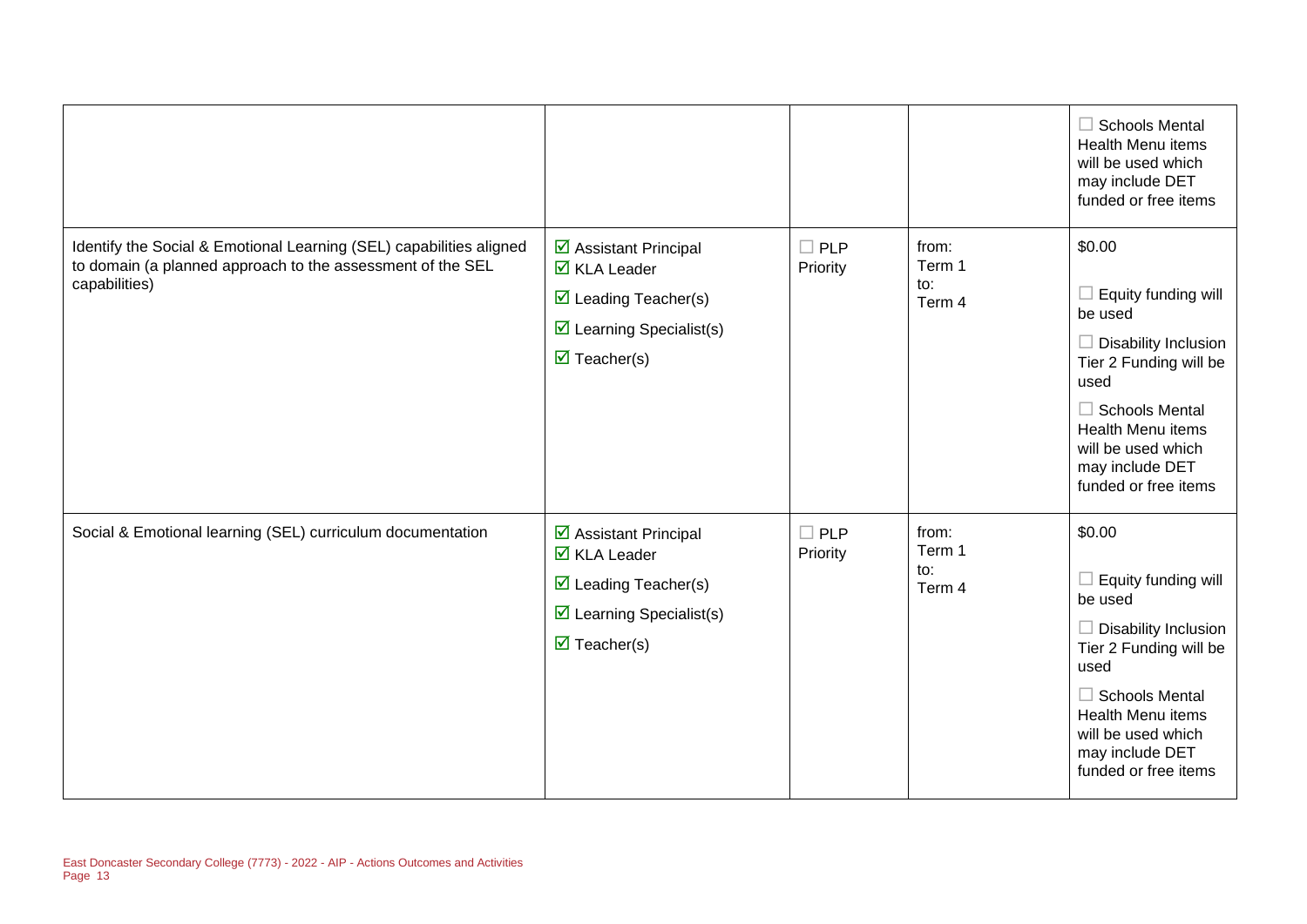| | | | | |
|---|---|---|---|---|
| | | | | ☐ Schools Mental Health Menu items will be used which may include DET funded or free items |
| Identify the Social & Emotional Learning (SEL) capabilities aligned to domain (a planned approach to the assessment of the SEL capabilities) | ☑ Assistant Principal<br>☑ KLA Leader<br>☑ Leading Teacher(s)<br>☑ Learning Specialist(s)<br>☑ Teacher(s) | ☐ PLP Priority | from:<br>Term 1<br>to:<br>Term 4 | $0.00<br>☐ Equity funding will be used<br>☐ Disability Inclusion Tier 2 Funding will be used<br>☐ Schools Mental Health Menu items will be used which may include DET funded or free items |
| Social & Emotional learning (SEL) curriculum documentation | ☑ Assistant Principal<br>☑ KLA Leader<br>☑ Leading Teacher(s)<br>☑ Learning Specialist(s)<br>☑ Teacher(s) | ☐ PLP Priority | from:<br>Term 1<br>to:<br>Term 4 | $0.00<br>☐ Equity funding will be used<br>☐ Disability Inclusion Tier 2 Funding will be used<br>☐ Schools Mental Health Menu items will be used which may include DET funded or free items |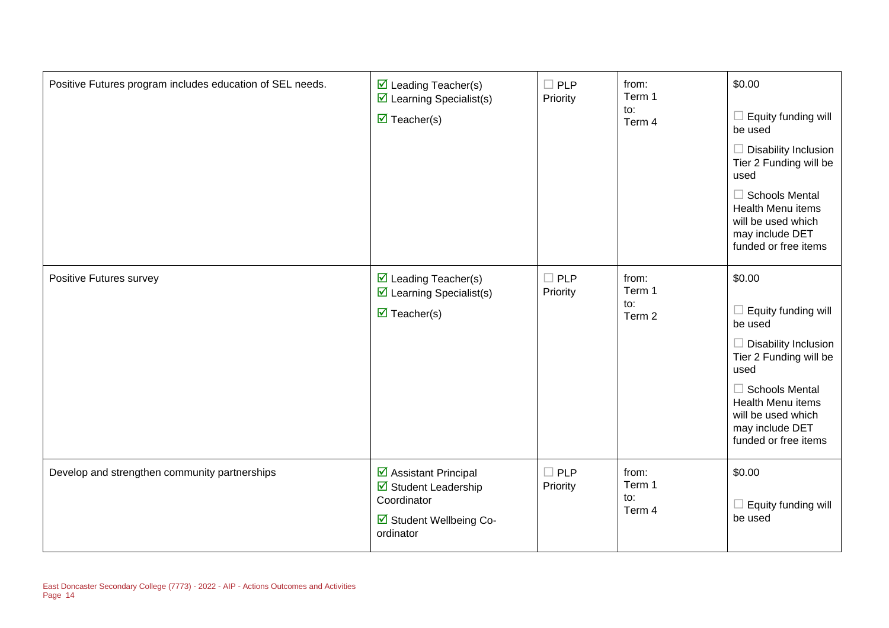| | | | | |
|---|---|---|---|---|
| Positive Futures program includes education of SEL needs. | ☑ Leading Teacher(s)<br>☑ Learning Specialist(s)<br>☑ Teacher(s) | ☐ PLP Priority | from:<br>Term 1<br>to:<br>Term 4 | $0.00<br>☐ Equity funding will be used<br>☐ Disability Inclusion Tier 2 Funding will be used<br>☐ Schools Mental Health Menu items will be used which may include DET funded or free items |
| Positive Futures survey | ☑ Leading Teacher(s)<br>☑ Learning Specialist(s)<br>☑ Teacher(s) | ☐ PLP Priority | from:<br>Term 1<br>to:<br>Term 2 | $0.00<br>☐ Equity funding will be used<br>☐ Disability Inclusion Tier 2 Funding will be used<br>☐ Schools Mental Health Menu items will be used which may include DET funded or free items |
| Develop and strengthen community partnerships | ☑ Assistant Principal<br>☑ Student Leadership Coordinator<br>☑ Student Wellbeing Co-ordinator | ☐ PLP Priority | from:<br>Term 1<br>to:<br>Term 4 | $0.00<br>☐ Equity funding will be used |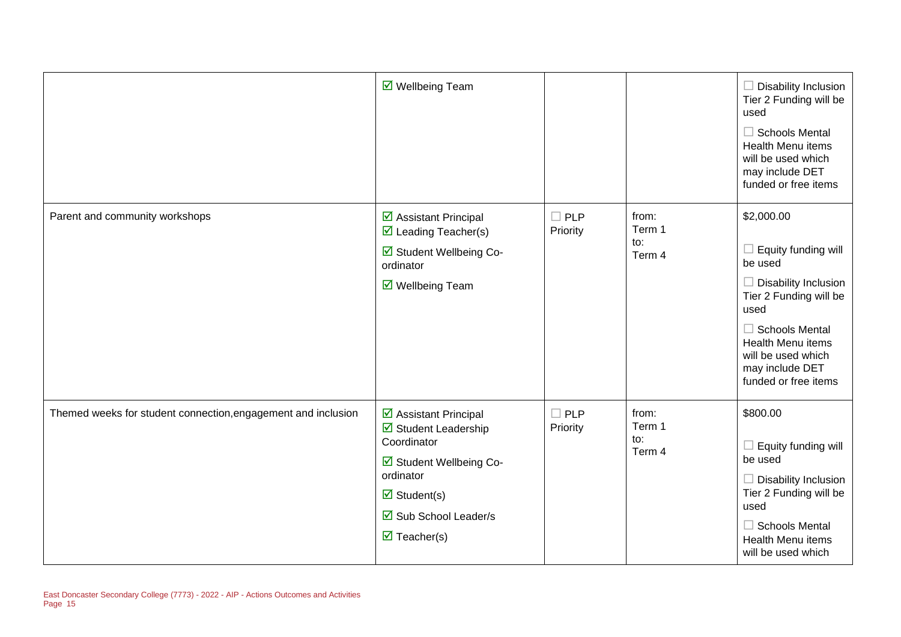| | | | | |
|---|---|---|---|---|
| | ☑ Wellbeing Team | | | ☐ Disability Inclusion Tier 2 Funding will be used<br><br>☐ Schools Mental Health Menu items will be used which may include DET funded or free items |
| Parent and community workshops | ☑ Assistant Principal<br>☑ Leading Teacher(s)<br><br>☑ Student Wellbeing Co-ordinator<br><br>☑ Wellbeing Team | ☐ PLP Priority | from:<br>Term 1<br>to:<br>Term 4 | $2,000.00<br><br>☐ Equity funding will be used<br><br>☐ Disability Inclusion Tier 2 Funding will be used<br><br>☐ Schools Mental Health Menu items will be used which may include DET funded or free items |
| Themed weeks for student connection,engagement and inclusion | ☑ Assistant Principal<br>☑ Student Leadership Coordinator<br><br>☑ Student Wellbeing Co-ordinator<br><br>☑ Student(s)<br><br>☑ Sub School Leader/s<br><br>☑ Teacher(s) | ☐ PLP Priority | from:<br>Term 1<br>to:<br>Term 4 | $800.00<br><br>☐ Equity funding will be used<br><br>☐ Disability Inclusion Tier 2 Funding will be used<br><br>☐ Schools Mental Health Menu items will be used which |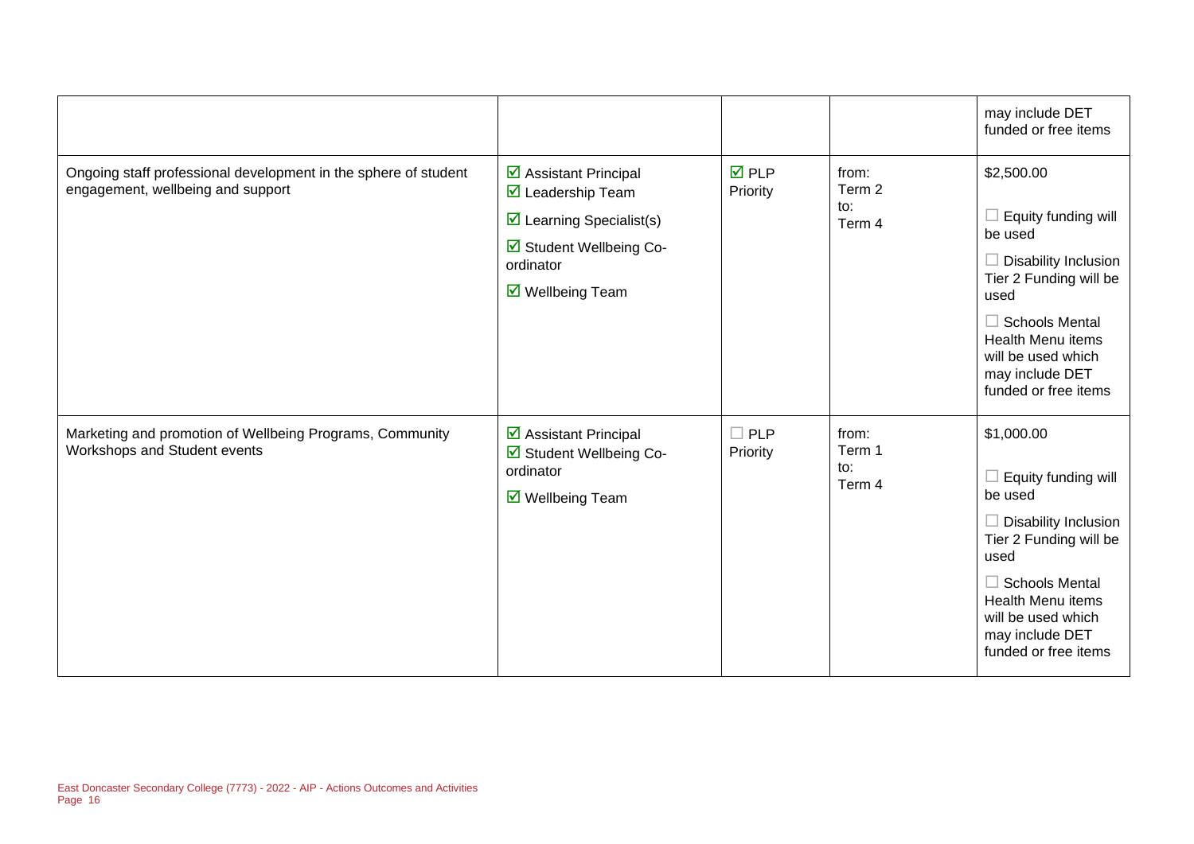| | | | | |
|---|---|---|---|---|
| | | | | may include DET funded or free items |
| Ongoing staff professional development in the sphere of student engagement, wellbeing and support | ☑ Assistant Principal<br>☑ Leadership Team<br>☑ Learning Specialist(s)<br>☑ Student Wellbeing Co-ordinator<br>☑ Wellbeing Team | ☑ PLP Priority | from:<br>Term 2<br>to:<br>Term 4 | $2,500.00<br><br>☐ Equity funding will be used<br>☐ Disability Inclusion Tier 2 Funding will be used<br>☐ Schools Mental Health Menu items will be used which may include DET funded or free items |
| Marketing and promotion of Wellbeing Programs, Community Workshops and Student events | ☑ Assistant Principal<br>☑ Student Wellbeing Co-ordinator<br>☑ Wellbeing Team | ☐ PLP Priority | from:<br>Term 1<br>to:<br>Term 4 | $1,000.00<br><br>☐ Equity funding will be used<br>☐ Disability Inclusion Tier 2 Funding will be used<br>☐ Schools Mental Health Menu items will be used which may include DET funded or free items |